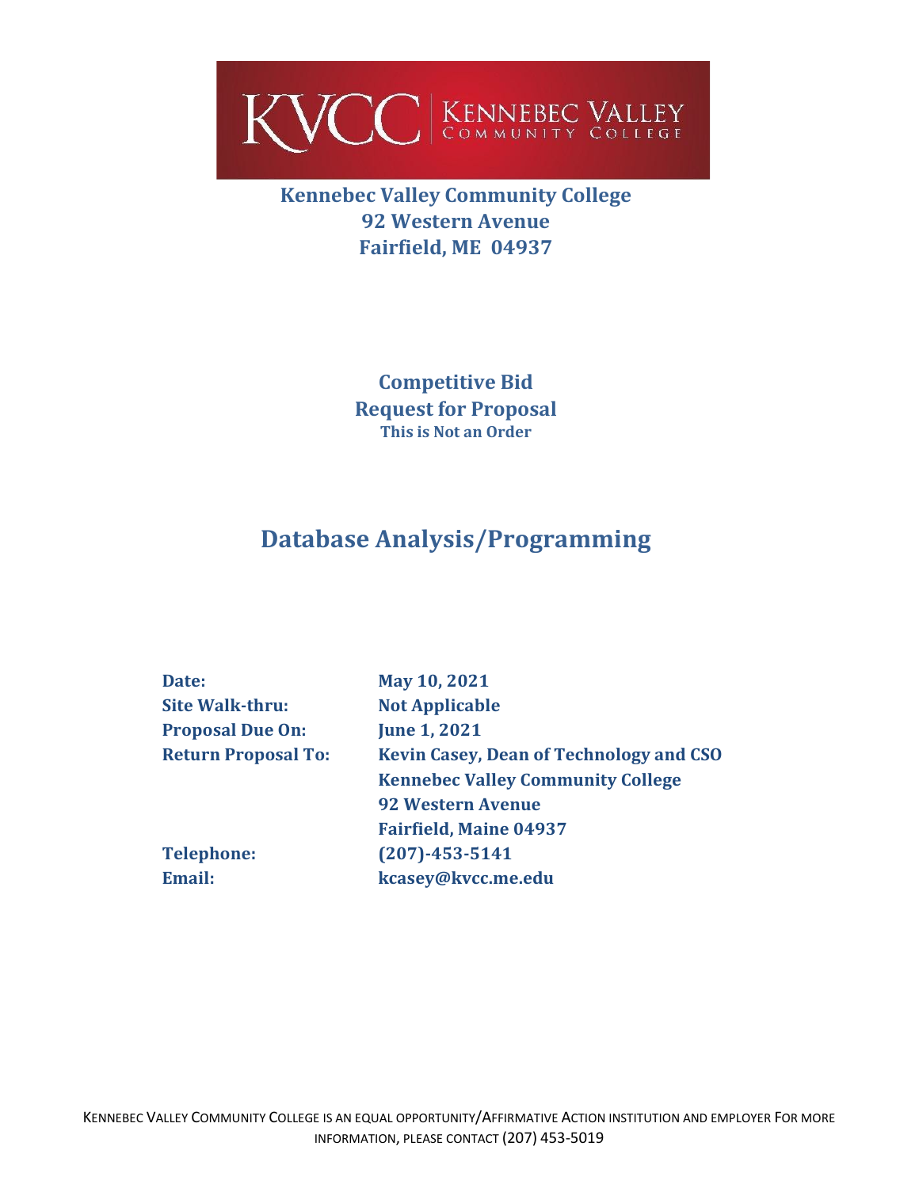**Kennebec Valley Community College**
**92 Western Avenue**
**Fairfield, ME 04937**

**Competitive Bid**
**Request for Proposal**
**This is Not an Order**

# Database Analysis/Programming

| | |
|---|---|
| **Date:** | **May 10, 2021** |
| **Site Walk-thru:** | **Not Applicable** |
| **Proposal Due On:** | **June 1, 2021** |
| **Return Proposal To:** | **Kevin Casey, Dean of Technology and CSO**<br>**Kennebec Valley Community College**<br>**92 Western Avenue**<br>**Fairfield, Maine 04937** |
| **Telephone:** | **(207)-453-5141** |
| **Email:** | **kcasey@kvcc.me.edu** |

KENNEBEC VALLEY COMMUNITY COLLEGE IS AN EQUAL OPPORTUNITY/AFFIRMATIVE ACTION INSTITUTION AND EMPLOYER FOR MORE INFORMATION, PLEASE CONTACT (207) 453-5019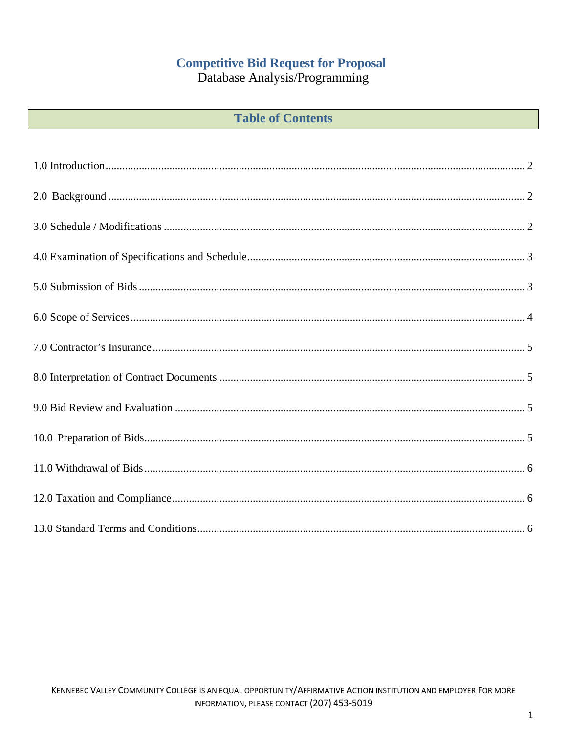# Competitive Bid Request for Proposal

Database Analysis/Programming

## Table of Contents

1.0 Introduction .......... 2

2.0 Background .......... 2

3.0 Schedule / Modifications .......... 2

4.0 Examination of Specifications and Schedule .......... 3

5.0 Submission of Bids .......... 3

6.0 Scope of Services .......... 4

7.0 Contractor's Insurance .......... 5

8.0 Interpretation of Contract Documents .......... 5

9.0 Bid Review and Evaluation .......... 5

10.0 Preparation of Bids .......... 5

11.0 Withdrawal of Bids .......... 6

12.0 Taxation and Compliance .......... 6

13.0 Standard Terms and Conditions .......... 6

KENNEBEC VALLEY COMMUNITY COLLEGE IS AN EQUAL OPPORTUNITY/AFFIRMATIVE ACTION INSTITUTION AND EMPLOYER FOR MORE INFORMATION, PLEASE CONTACT (207) 453-5019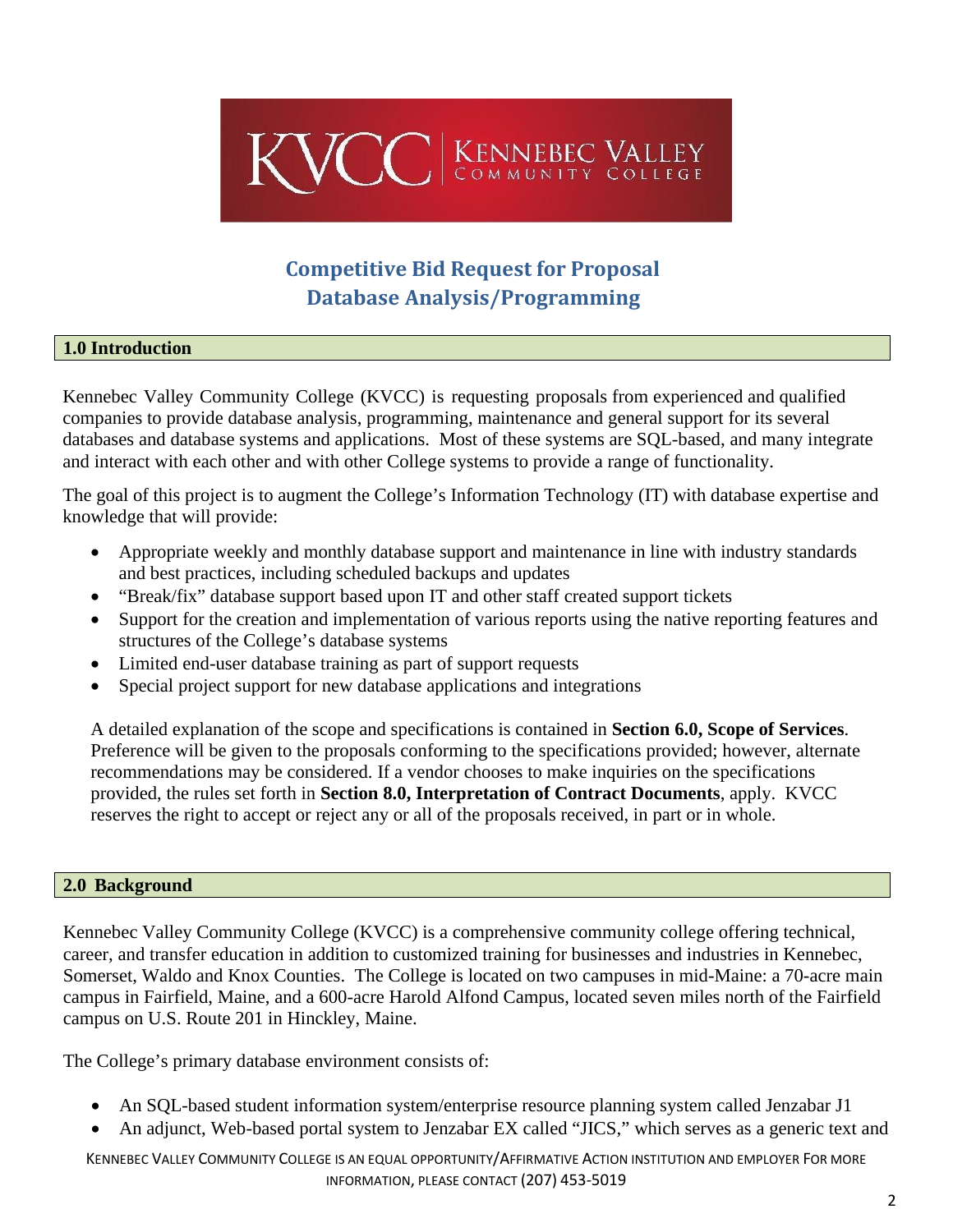# Competitive Bid Request for Proposal
# Database Analysis/Programming

## 1.0 Introduction

Kennebec Valley Community College (KVCC) is requesting proposals from experienced and qualified companies to provide database analysis, programming, maintenance and general support for its several databases and database systems and applications. Most of these systems are SQL-based, and many integrate and interact with each other and with other College systems to provide a range of functionality.

The goal of this project is to augment the College's Information Technology (IT) with database expertise and knowledge that will provide:

- Appropriate weekly and monthly database support and maintenance in line with industry standards and best practices, including scheduled backups and updates
- "Break/fix" database support based upon IT and other staff created support tickets
- Support for the creation and implementation of various reports using the native reporting features and structures of the College's database systems
- Limited end-user database training as part of support requests
- Special project support for new database applications and integrations

A detailed explanation of the scope and specifications is contained in **Section 6.0, Scope of Services**. Preference will be given to the proposals conforming to the specifications provided; however, alternate recommendations may be considered. If a vendor chooses to make inquiries on the specifications provided, the rules set forth in **Section 8.0, Interpretation of Contract Documents**, apply. KVCC reserves the right to accept or reject any or all of the proposals received, in part or in whole.

## 2.0 Background

Kennebec Valley Community College (KVCC) is a comprehensive community college offering technical, career, and transfer education in addition to customized training for businesses and industries in Kennebec, Somerset, Waldo and Knox Counties. The College is located on two campuses in mid-Maine: a 70-acre main campus in Fairfield, Maine, and a 600-acre Harold Alfond Campus, located seven miles north of the Fairfield campus on U.S. Route 201 in Hinckley, Maine.

The College's primary database environment consists of:

- An SQL-based student information system/enterprise resource planning system called Jenzabar J1
- An adjunct, Web-based portal system to Jenzabar EX called "JICS," which serves as a generic text and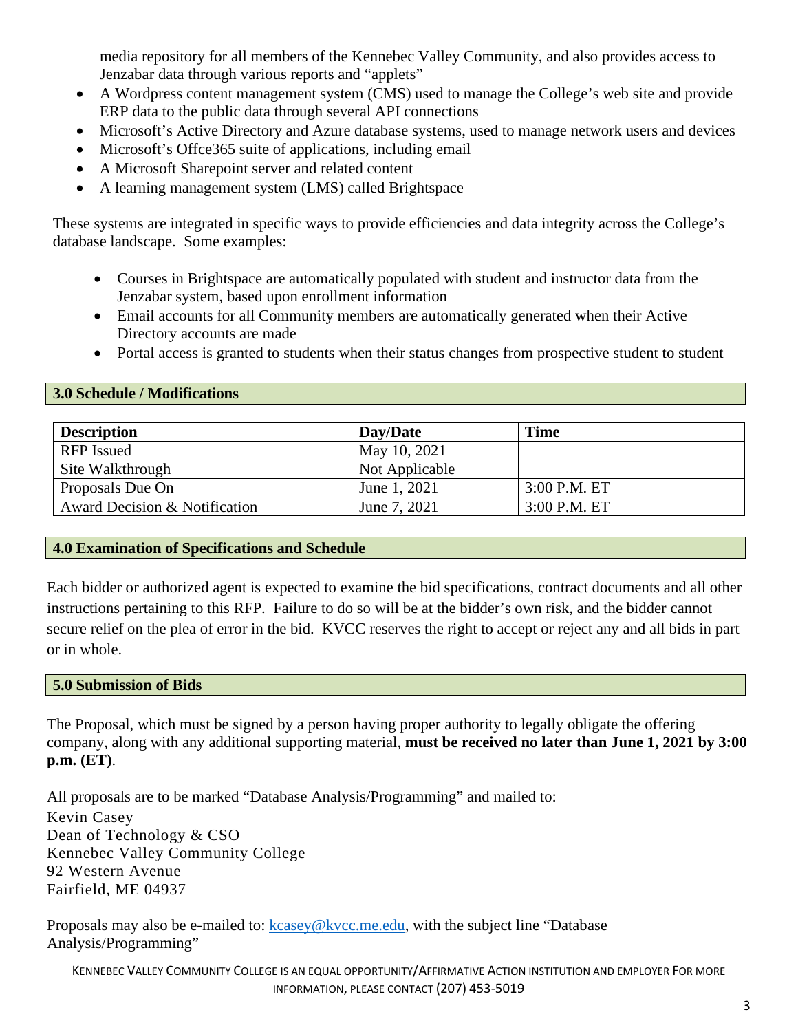media repository for all members of the Kennebec Valley Community, and also provides access to Jenzabar data through various reports and "applets"

- A Wordpress content management system (CMS) used to manage the College's web site and provide ERP data to the public data through several API connections
- Microsoft's Active Directory and Azure database systems, used to manage network users and devices
- Microsoft's Offce365 suite of applications, including email
- A Microsoft Sharepoint server and related content
- A learning management system (LMS) called Brightspace

These systems are integrated in specific ways to provide efficiencies and data integrity across the College's database landscape. Some examples:

- Courses in Brightspace are automatically populated with student and instructor data from the Jenzabar system, based upon enrollment information
- Email accounts for all Community members are automatically generated when their Active Directory accounts are made
- Portal access is granted to students when their status changes from prospective student to student

## 3.0 Schedule / Modifications

| Description | Day/Date | Time |
|---|---|---|
| RFP Issued | May 10, 2021 | |
| Site Walkthrough | Not Applicable | |
| Proposals Due On | June 1, 2021 | 3:00 P.M. ET |
| Award Decision & Notification | June 7, 2021 | 3:00 P.M. ET |

## 4.0 Examination of Specifications and Schedule

Each bidder or authorized agent is expected to examine the bid specifications, contract documents and all other instructions pertaining to this RFP. Failure to do so will be at the bidder's own risk, and the bidder cannot secure relief on the plea of error in the bid. KVCC reserves the right to accept or reject any and all bids in part or in whole.

## 5.0 Submission of Bids

The Proposal, which must be signed by a person having proper authority to legally obligate the offering company, along with any additional supporting material, **must be received no later than June 1, 2021 by 3:00 p.m. (ET)**.

All proposals are to be marked "Database Analysis/Programming" and mailed to:

Kevin Casey
Dean of Technology & CSO
Kennebec Valley Community College
92 Western Avenue
Fairfield, ME 04937

Proposals may also be e-mailed to: kcasey@kvcc.me.edu, with the subject line "Database Analysis/Programming"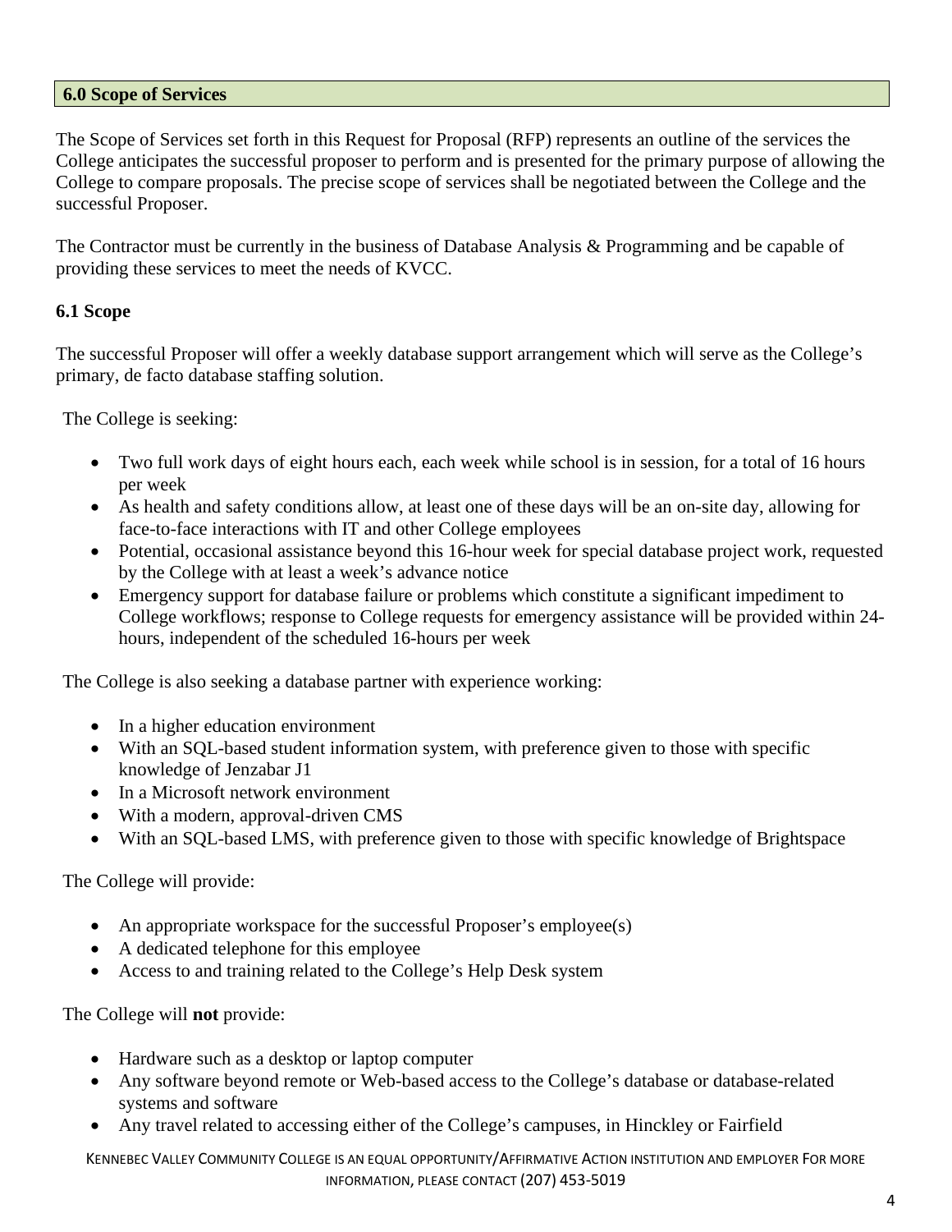## 6.0 Scope of Services

The Scope of Services set forth in this Request for Proposal (RFP) represents an outline of the services the College anticipates the successful proposer to perform and is presented for the primary purpose of allowing the College to compare proposals. The precise scope of services shall be negotiated between the College and the successful Proposer.

The Contractor must be currently in the business of Database Analysis & Programming and be capable of providing these services to meet the needs of KVCC.

### 6.1 Scope

The successful Proposer will offer a weekly database support arrangement which will serve as the College's primary, de facto database staffing solution.

The College is seeking:

- Two full work days of eight hours each, each week while school is in session, for a total of 16 hours per week
- As health and safety conditions allow, at least one of these days will be an on-site day, allowing for face-to-face interactions with IT and other College employees
- Potential, occasional assistance beyond this 16-hour week for special database project work, requested by the College with at least a week's advance notice
- Emergency support for database failure or problems which constitute a significant impediment to College workflows; response to College requests for emergency assistance will be provided within 24-hours, independent of the scheduled 16-hours per week

The College is also seeking a database partner with experience working:

- In a higher education environment
- With an SQL-based student information system, with preference given to those with specific knowledge of Jenzabar J1
- In a Microsoft network environment
- With a modern, approval-driven CMS
- With an SQL-based LMS, with preference given to those with specific knowledge of Brightspace

The College will provide:

- An appropriate workspace for the successful Proposer's employee(s)
- A dedicated telephone for this employee
- Access to and training related to the College's Help Desk system

The College will **not** provide:

- Hardware such as a desktop or laptop computer
- Any software beyond remote or Web-based access to the College's database or database-related systems and software
- Any travel related to accessing either of the College's campuses, in Hinckley or Fairfield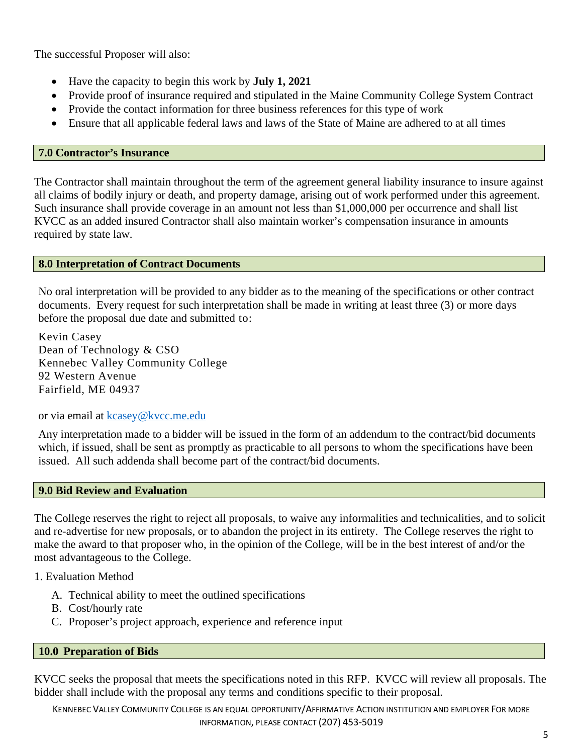The successful Proposer will also:

- Have the capacity to begin this work by **July 1, 2021**
- Provide proof of insurance required and stipulated in the Maine Community College System Contract
- Provide the contact information for three business references for this type of work
- Ensure that all applicable federal laws and laws of the State of Maine are adhered to at all times

## 7.0 Contractor's Insurance

The Contractor shall maintain throughout the term of the agreement general liability insurance to insure against all claims of bodily injury or death, and property damage, arising out of work performed under this agreement. Such insurance shall provide coverage in an amount not less than $1,000,000 per occurrence and shall list KVCC as an added insured Contractor shall also maintain worker's compensation insurance in amounts required by state law.

## 8.0 Interpretation of Contract Documents

No oral interpretation will be provided to any bidder as to the meaning of the specifications or other contract documents. Every request for such interpretation shall be made in writing at least three (3) or more days before the proposal due date and submitted to:

Kevin Casey
Dean of Technology & CSO
Kennebec Valley Community College
92 Western Avenue
Fairfield, ME 04937

or via email at kcasey@kvcc.me.edu

Any interpretation made to a bidder will be issued in the form of an addendum to the contract/bid documents which, if issued, shall be sent as promptly as practicable to all persons to whom the specifications have been issued. All such addenda shall become part of the contract/bid documents.

## 9.0 Bid Review and Evaluation

The College reserves the right to reject all proposals, to waive any informalities and technicalities, and to solicit and re-advertise for new proposals, or to abandon the project in its entirety. The College reserves the right to make the award to that proposer who, in the opinion of the College, will be in the best interest of and/or the most advantageous to the College.

1. Evaluation Method

   A. Technical ability to meet the outlined specifications
   B. Cost/hourly rate
   C. Proposer's project approach, experience and reference input

## 10.0 Preparation of Bids

KVCC seeks the proposal that meets the specifications noted in this RFP. KVCC will review all proposals. The bidder shall include with the proposal any terms and conditions specific to their proposal.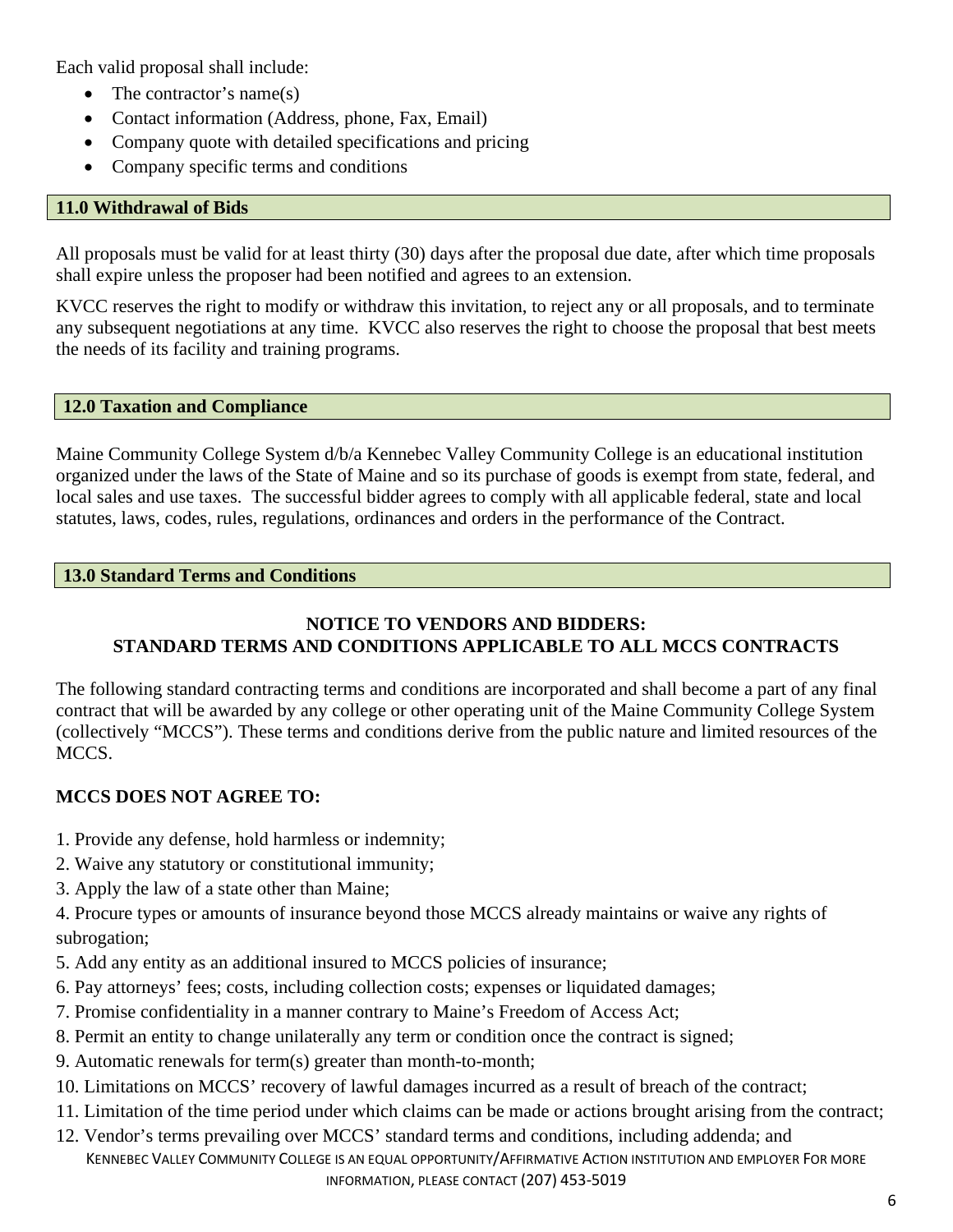Each valid proposal shall include:

- The contractor's name(s)
- Contact information (Address, phone, Fax, Email)
- Company quote with detailed specifications and pricing
- Company specific terms and conditions

## 11.0 Withdrawal of Bids

All proposals must be valid for at least thirty (30) days after the proposal due date, after which time proposals shall expire unless the proposer had been notified and agrees to an extension.

KVCC reserves the right to modify or withdraw this invitation, to reject any or all proposals, and to terminate any subsequent negotiations at any time. KVCC also reserves the right to choose the proposal that best meets the needs of its facility and training programs.

## 12.0 Taxation and Compliance

Maine Community College System d/b/a Kennebec Valley Community College is an educational institution organized under the laws of the State of Maine and so its purchase of goods is exempt from state, federal, and local sales and use taxes. The successful bidder agrees to comply with all applicable federal, state and local statutes, laws, codes, rules, regulations, ordinances and orders in the performance of the Contract.

## 13.0 Standard Terms and Conditions

**NOTICE TO VENDORS AND BIDDERS:**
**STANDARD TERMS AND CONDITIONS APPLICABLE TO ALL MCCS CONTRACTS**

The following standard contracting terms and conditions are incorporated and shall become a part of any final contract that will be awarded by any college or other operating unit of the Maine Community College System (collectively "MCCS"). These terms and conditions derive from the public nature and limited resources of the MCCS.

**MCCS DOES NOT AGREE TO:**

1. Provide any defense, hold harmless or indemnity;
2. Waive any statutory or constitutional immunity;
3. Apply the law of a state other than Maine;
4. Procure types or amounts of insurance beyond those MCCS already maintains or waive any rights of subrogation;
5. Add any entity as an additional insured to MCCS policies of insurance;
6. Pay attorneys' fees; costs, including collection costs; expenses or liquidated damages;
7. Promise confidentiality in a manner contrary to Maine's Freedom of Access Act;
8. Permit an entity to change unilaterally any term or condition once the contract is signed;
9. Automatic renewals for term(s) greater than month-to-month;
10. Limitations on MCCS' recovery of lawful damages incurred as a result of breach of the contract;
11. Limitation of the time period under which claims can be made or actions brought arising from the contract;
12. Vendor's terms prevailing over MCCS' standard terms and conditions, including addenda; and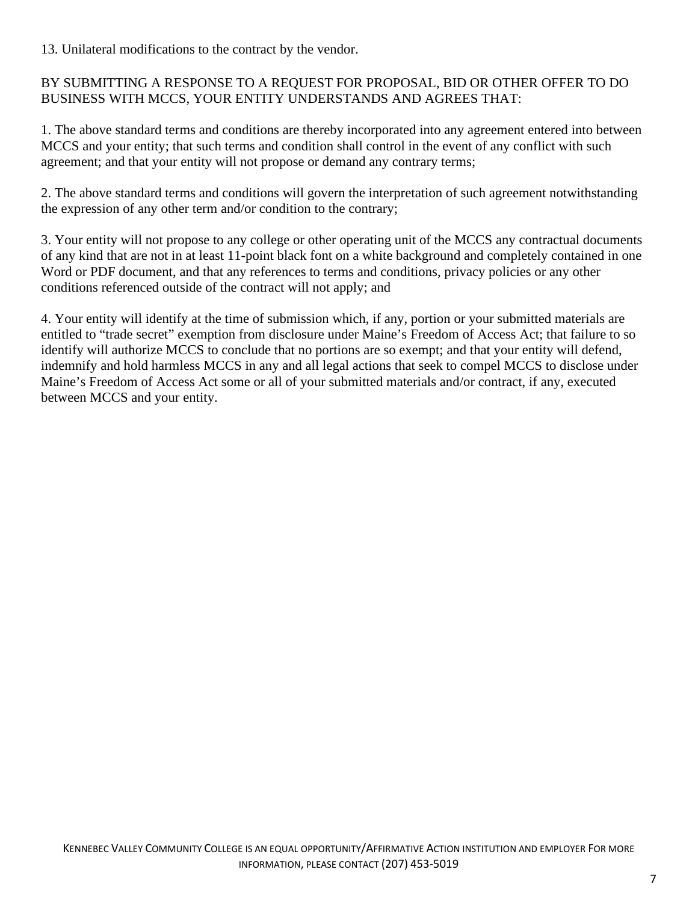13. Unilateral modifications to the contract by the vendor.

BY SUBMITTING A RESPONSE TO A REQUEST FOR PROPOSAL, BID OR OTHER OFFER TO DO BUSINESS WITH MCCS, YOUR ENTITY UNDERSTANDS AND AGREES THAT:

1. The above standard terms and conditions are thereby incorporated into any agreement entered into between MCCS and your entity; that such terms and condition shall control in the event of any conflict with such agreement; and that your entity will not propose or demand any contrary terms;

2. The above standard terms and conditions will govern the interpretation of such agreement notwithstanding the expression of any other term and/or condition to the contrary;

3. Your entity will not propose to any college or other operating unit of the MCCS any contractual documents of any kind that are not in at least 11-point black font on a white background and completely contained in one Word or PDF document, and that any references to terms and conditions, privacy policies or any other conditions referenced outside of the contract will not apply; and

4. Your entity will identify at the time of submission which, if any, portion or your submitted materials are entitled to "trade secret" exemption from disclosure under Maine's Freedom of Access Act; that failure to so identify will authorize MCCS to conclude that no portions are so exempt; and that your entity will defend, indemnify and hold harmless MCCS in any and all legal actions that seek to compel MCCS to disclose under Maine's Freedom of Access Act some or all of your submitted materials and/or contract, if any, executed between MCCS and your entity.